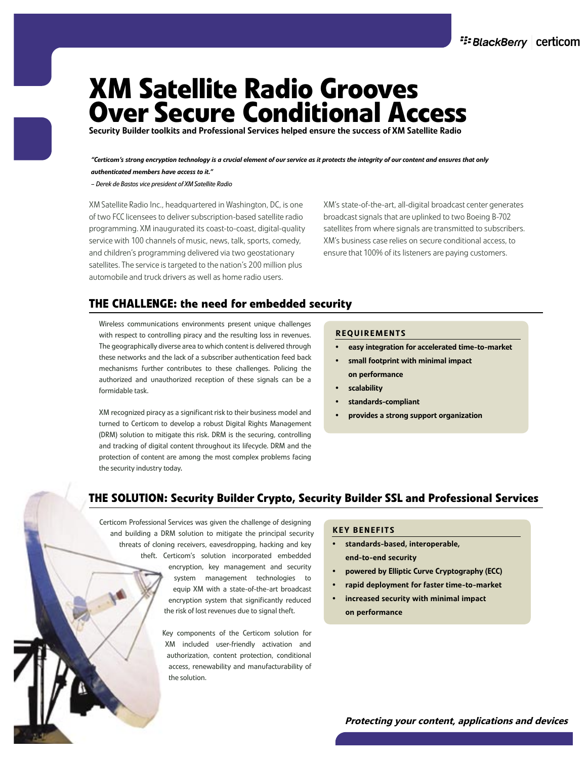# XM Satellite Radio Grooves Over Secure Conditional Access

**Security Builder toolkits and Professional Services helped ensure the success of XM Satellite Radio**

***"Certicom's strong encryption technology is a crucial element of our service as it protects the integrity of our content and ensures that only authenticated members have access to it."***

*– Derek de Bastos vice president of XM Satellite Radio*

XM Satellite Radio Inc., headquartered in Washington, DC, is one of two FCC licensees to deliver subscription-based satellite radio programming. XM inaugurated its coast-to-coast, digital-quality service with 100 channels of music, news, talk, sports, comedy, and children's programming delivered via two geostationary satellites. The service is targeted to the nation's 200 million plus automobile and truck drivers as well as home radio users.

XM's state-of-the-art, all-digital broadcast center generates broadcast signals that are uplinked to two Boeing B-702 satellites from where signals are transmitted to subscribers. XM's business case relies on secure conditional access, to ensure that 100% of its listeners are paying customers.

## THE CHALLENGE: the need for embedded security

Wireless communications environments present unique challenges with respect to controlling piracy and the resulting loss in revenues. The geographically diverse area to which content is delivered through these networks and the lack of a subscriber authentication feed back mechanisms further contributes to these challenges. Policing the authorized and unauthorized reception of these signals can be a formidable task.

XM recognized piracy as a significant risk to their business model and turned to Certicom to develop a robust Digital Rights Management (DRM) solution to mitigate this risk. DRM is the securing, controlling and tracking of digital content throughout its lifecycle. DRM and the protection of content are among the most complex problems facing the security industry today.

### REQUIREMENTS

- **easy integration for accelerated time-to-market**
- **small footprint with minimal impact on performance**
- **scalability**
- **standards-compliant**
- **provides a strong support organization**

## THE SOLUTION: Security Builder Crypto, Security Builder SSL and Professional Services

Certicom Professional Services was given the challenge of designing and building a DRM solution to mitigate the principal security threats of cloning receivers, eavesdropping, hacking and key theft. Certicom's solution incorporated embedded encryption, key management and security system management technologies to equip XM with a state-of-the-art broadcast encryption system that significantly reduced the risk of lost revenues due to signal theft.

Key components of the Certicom solution for XM included user-friendly activation and authorization, content protection, conditional access, renewability and manufacturability of the solution.

### KEY BENEFITS

- **standards-based, interoperable, end-to-end security**
- **powered by Elliptic Curve Cryptography (ECC)**
- **rapid deployment for faster time-to-market**
- **increased security with minimal impact on performance**

***Protecting your content, applications and devices***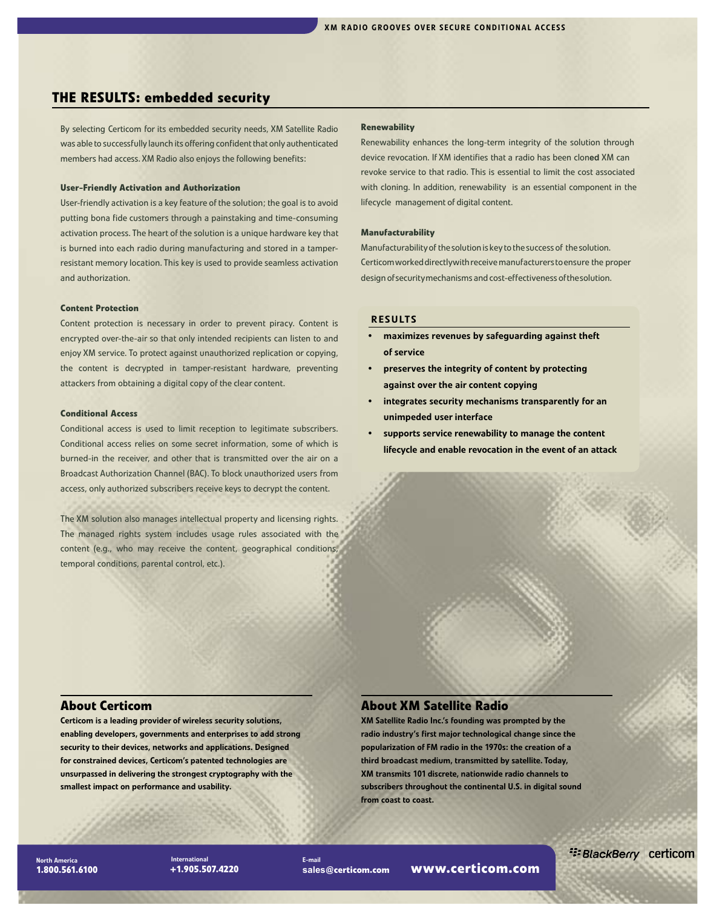## THE RESULTS: embedded security

By selecting Certicom for its embedded security needs, XM Satellite Radio was able to successfully launch its offering confident that only authenticated members had access. XM Radio also enjoys the following benefits:

### User-Friendly Activation and Authorization

User-friendly activation is a key feature of the solution; the goal is to avoid putting bona fide customers through a painstaking and time-consuming activation process. The heart of the solution is a unique hardware key that is burned into each radio during manufacturing and stored in a tamper-resistant memory location. This key is used to provide seamless activation and authorization.

### Content Protection

Content protection is necessary in order to prevent piracy. Content is encrypted over-the-air so that only intended recipients can listen to and enjoy XM service. To protect against unauthorized replication or copying, the content is decrypted in tamper-resistant hardware, preventing attackers from obtaining a digital copy of the clear content.

### Conditional Access

Conditional access is used to limit reception to legitimate subscribers. Conditional access relies on some secret information, some of which is burned-in the receiver, and other that is transmitted over the air on a Broadcast Authorization Channel (BAC). To block unauthorized users from access, only authorized subscribers receive keys to decrypt the content.

The XM solution also manages intellectual property and licensing rights. The managed rights system includes usage rules associated with the content (e.g., who may receive the content, geographical conditions, temporal conditions, parental control, etc.).

### Renewability

Renewability enhances the long-term integrity of the solution through device revocation. If XM identifies that a radio has been cloned XM can revoke service to that radio. This is essential to limit the cost associated with cloning. In addition, renewability is an essential component in the lifecycle management of digital content.

### Manufacturability

Manufacturability of the solution is key to the success of the solution. Certicom worked directly with receive manufacturers to ensure the proper design of security mechanisms and cost-effectiveness of the solution.

### RESULTS

- **maximizes revenues by safeguarding against theft of service**
- **preserves the integrity of content by protecting against over the air content copying**
- **integrates security mechanisms transparently for an unimpeded user interface**
- **supports service renewability to manage the content lifecycle and enable revocation in the event of an attack**

## About Certicom

**Certicom is a leading provider of wireless security solutions, enabling developers, governments and enterprises to add strong security to their devices, networks and applications. Designed for constrained devices, Certicom's patented technologies are unsurpassed in delivering the strongest cryptography with the smallest impact on performance and usability.**

## About XM Satellite Radio

**XM Satellite Radio Inc.'s founding was prompted by the radio industry's first major technological change since the popularization of FM radio in the 1970s: the creation of a third broadcast medium, transmitted by satellite. Today, XM transmits 101 discrete, nationwide radio channels to subscribers throughout the continental U.S. in digital sound from coast to coast.**

North America **1.800.561.6100** | International **+1.905.507.4220** | E-mail **sales@certicom.com** | **www.certicom.com**

BlackBerry | certicom